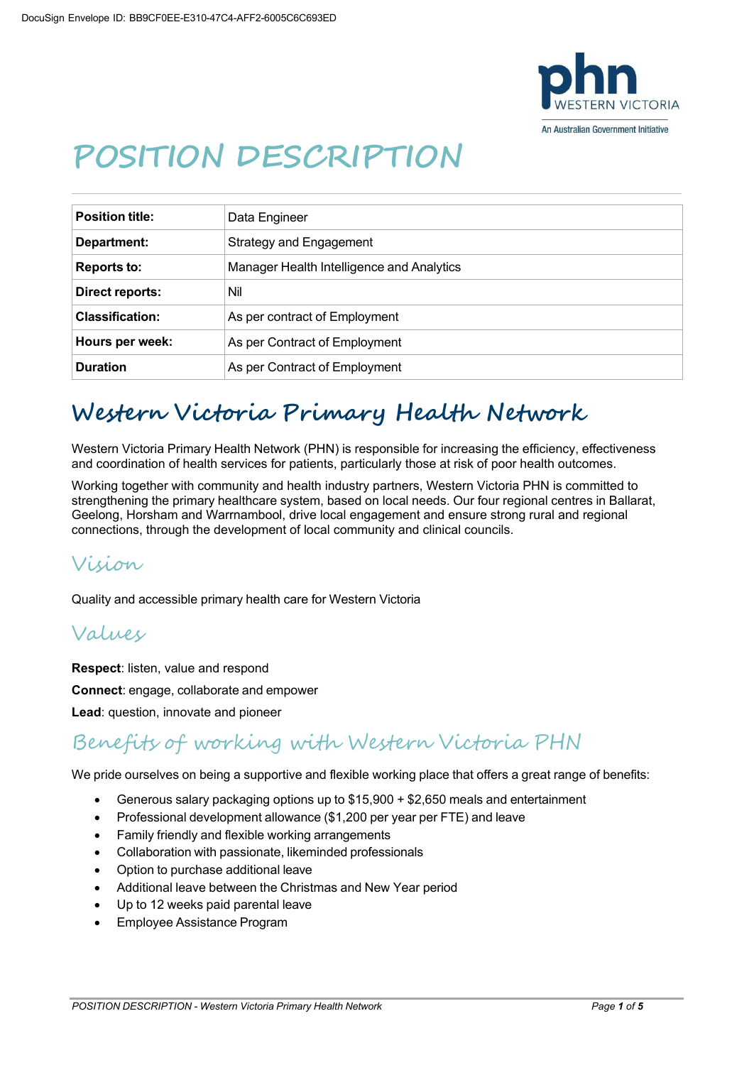# POSITION DESCRIPTION

| Position title: | Data Engineer |
| --- | --- |
| Department: | Strategy and Engagement |
| Reports to: | Manager Health Intelligence and Analytics |
| Direct reports: | Nil |
| Classification: | As per contract of Employment |
| Hours per week: | As per Contract of Employment |
| Duration | As per Contract of Employment |

## Western Victoria Primary Health Network

Western Victoria Primary Health Network (PHN) is responsible for increasing the efficiency, effectiveness and coordination of health services for patients, particularly those at risk of poor health outcomes.

Working together with community and health industry partners, Western Victoria PHN is committed to strengthening the primary healthcare system, based on local needs. Our four regional centres in Ballarat, Geelong, Horsham and Warrnambool, drive local engagement and ensure strong rural and regional connections, through the development of local community and clinical councils.

### Vision

Quality and accessible primary health care for Western Victoria

### Values

**Respect**: listen, value and respond

**Connect**: engage, collaborate and empower

**Lead**: question, innovate and pioneer

### Benefits of working with Western Victoria PHN

We pride ourselves on being a supportive and flexible working place that offers a great range of benefits:

- Generous salary packaging options up to $15,900 + $2,650 meals and entertainment
- Professional development allowance ($1,200 per year per FTE) and leave
- Family friendly and flexible working arrangements
- Collaboration with passionate, likeminded professionals
- Option to purchase additional leave
- Additional leave between the Christmas and New Year period
- Up to 12 weeks paid parental leave
- Employee Assistance Program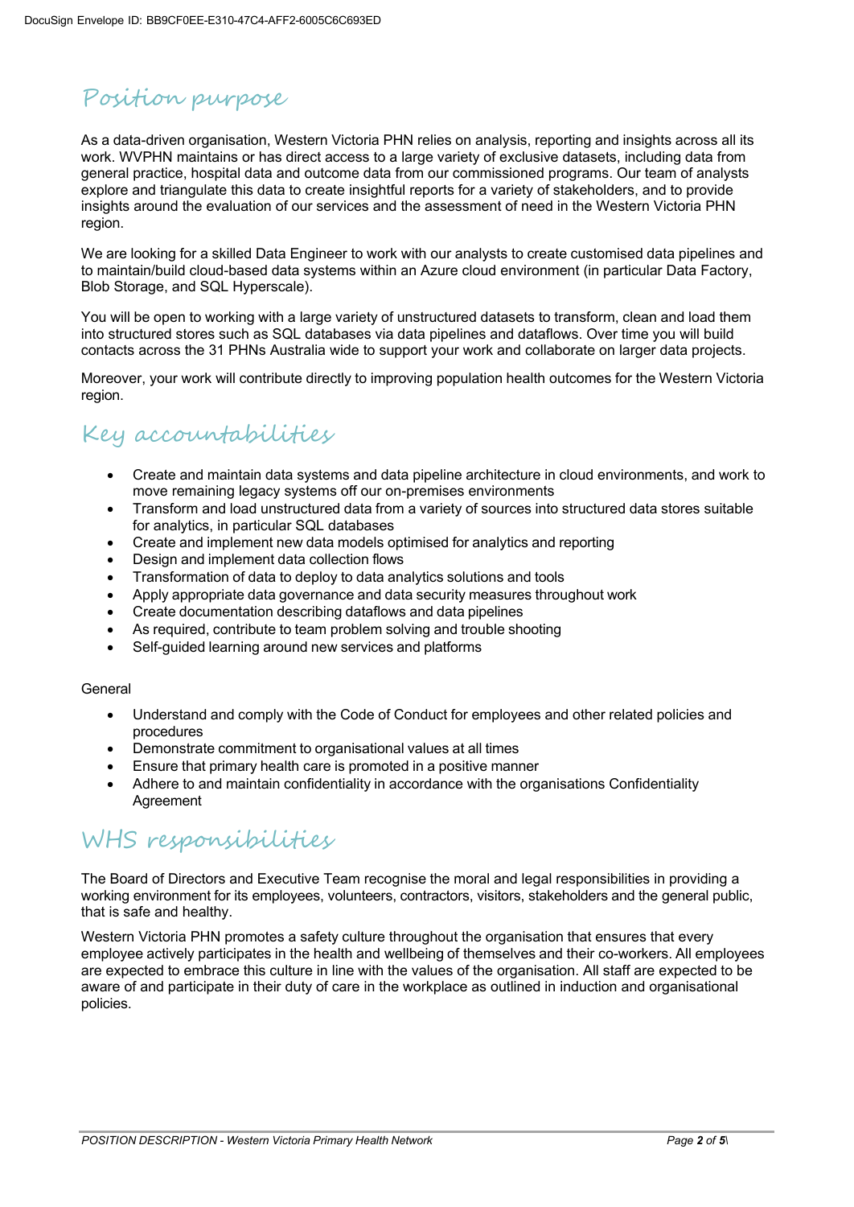## Position purpose

As a data-driven organisation, Western Victoria PHN relies on analysis, reporting and insights across all its work. WVPHN maintains or has direct access to a large variety of exclusive datasets, including data from general practice, hospital data and outcome data from our commissioned programs. Our team of analysts explore and triangulate this data to create insightful reports for a variety of stakeholders, and to provide insights around the evaluation of our services and the assessment of need in the Western Victoria PHN region.

We are looking for a skilled Data Engineer to work with our analysts to create customised data pipelines and to maintain/build cloud-based data systems within an Azure cloud environment (in particular Data Factory, Blob Storage, and SQL Hyperscale).

You will be open to working with a large variety of unstructured datasets to transform, clean and load them into structured stores such as SQL databases via data pipelines and dataflows. Over time you will build contacts across the 31 PHNs Australia wide to support your work and collaborate on larger data projects.

Moreover, your work will contribute directly to improving population health outcomes for the Western Victoria region.

## Key accountabilities

- Create and maintain data systems and data pipeline architecture in cloud environments, and work to move remaining legacy systems off our on-premises environments
- Transform and load unstructured data from a variety of sources into structured data stores suitable for analytics, in particular SQL databases
- Create and implement new data models optimised for analytics and reporting
- Design and implement data collection flows
- Transformation of data to deploy to data analytics solutions and tools
- Apply appropriate data governance and data security measures throughout work
- Create documentation describing dataflows and data pipelines
- As required, contribute to team problem solving and trouble shooting
- Self-guided learning around new services and platforms

General

- Understand and comply with the Code of Conduct for employees and other related policies and procedures
- Demonstrate commitment to organisational values at all times
- Ensure that primary health care is promoted in a positive manner
- Adhere to and maintain confidentiality in accordance with the organisations Confidentiality Agreement

## WHS responsibilities

The Board of Directors and Executive Team recognise the moral and legal responsibilities in providing a working environment for its employees, volunteers, contractors, visitors, stakeholders and the general public, that is safe and healthy.

Western Victoria PHN promotes a safety culture throughout the organisation that ensures that every employee actively participates in the health and wellbeing of themselves and their co-workers. All employees are expected to embrace this culture in line with the values of the organisation. All staff are expected to be aware of and participate in their duty of care in the workplace as outlined in induction and organisational policies.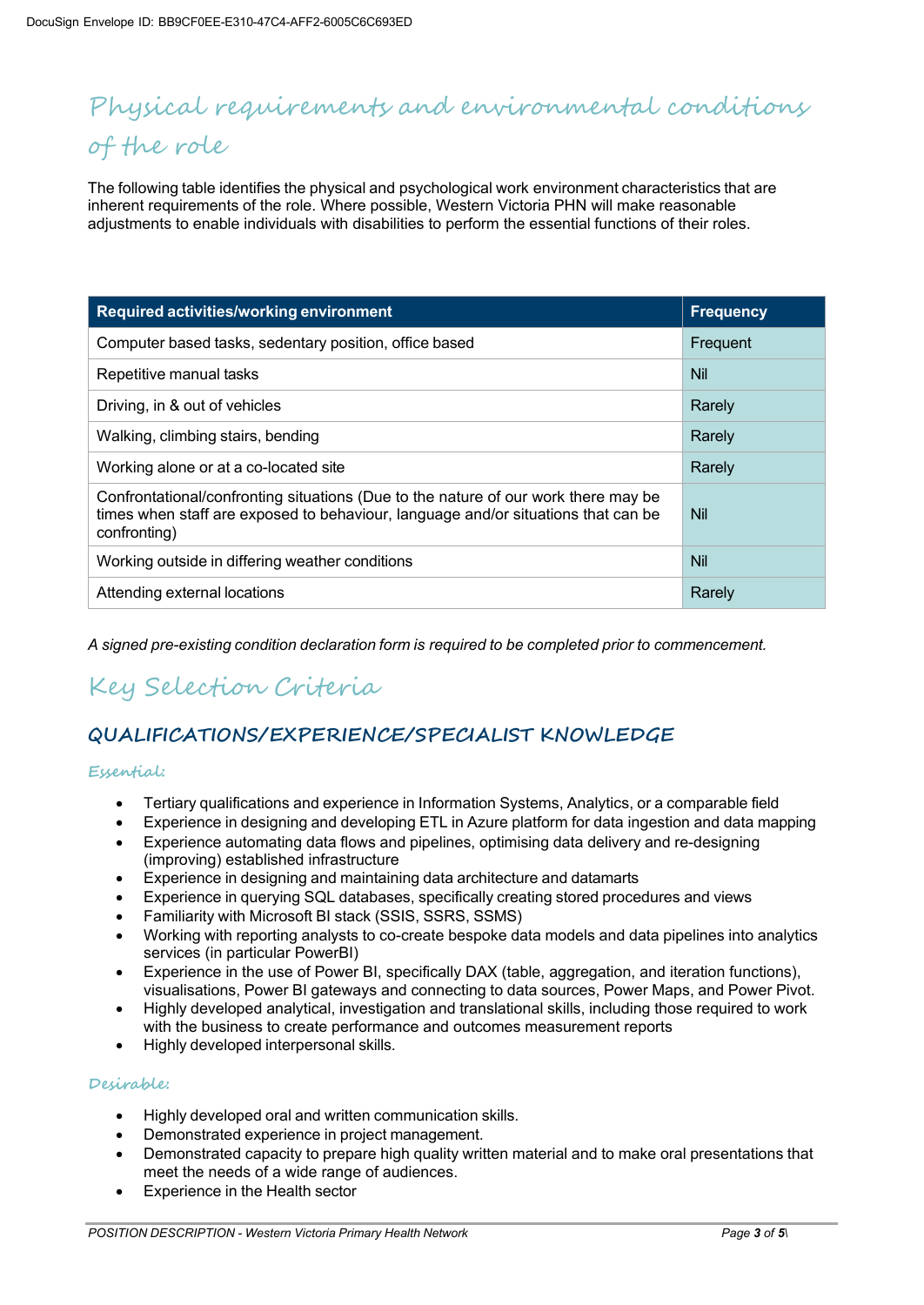# Physical requirements and environmental conditions of the role

The following table identifies the physical and psychological work environment characteristics that are inherent requirements of the role. Where possible, Western Victoria PHN will make reasonable adjustments to enable individuals with disabilities to perform the essential functions of their roles.

| Required activities/working environment | Frequency |
|---|---|
| Computer based tasks, sedentary position, office based | Frequent |
| Repetitive manual tasks | Nil |
| Driving, in & out of vehicles | Rarely |
| Walking, climbing stairs, bending | Rarely |
| Working alone or at a co-located site | Rarely |
| Confrontational/confronting situations (Due to the nature of our work there may be times when staff are exposed to behaviour, language and/or situations that can be confronting) | Nil |
| Working outside in differing weather conditions | Nil |
| Attending external locations | Rarely |

*A signed pre-existing condition declaration form is required to be completed prior to commencement.*

# Key Selection Criteria

## QUALIFICATIONS/EXPERIENCE/SPECIALIST KNOWLEDGE

### Essential:

- Tertiary qualifications and experience in Information Systems, Analytics, or a comparable field
- Experience in designing and developing ETL in Azure platform for data ingestion and data mapping
- Experience automating data flows and pipelines, optimising data delivery and re-designing (improving) established infrastructure
- Experience in designing and maintaining data architecture and datamarts
- Experience in querying SQL databases, specifically creating stored procedures and views
- Familiarity with Microsoft BI stack (SSIS, SSRS, SSMS)
- Working with reporting analysts to co-create bespoke data models and data pipelines into analytics services (in particular PowerBI)
- Experience in the use of Power BI, specifically DAX (table, aggregation, and iteration functions), visualisations, Power BI gateways and connecting to data sources, Power Maps, and Power Pivot.
- Highly developed analytical, investigation and translational skills, including those required to work with the business to create performance and outcomes measurement reports
- Highly developed interpersonal skills.

### Desirable:

- Highly developed oral and written communication skills.
- Demonstrated experience in project management.
- Demonstrated capacity to prepare high quality written material and to make oral presentations that meet the needs of a wide range of audiences.
- Experience in the Health sector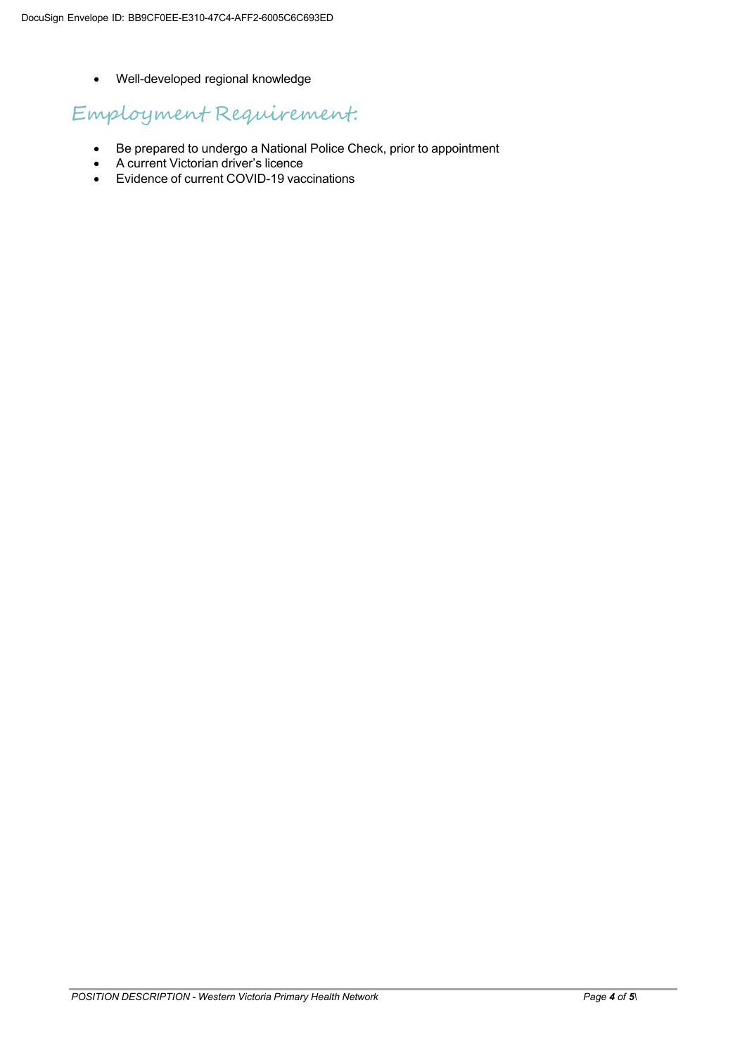- Well-developed regional knowledge

## Employment Requirement:

- Be prepared to undergo a National Police Check, prior to appointment
- A current Victorian driver's licence
- Evidence of current COVID-19 vaccinations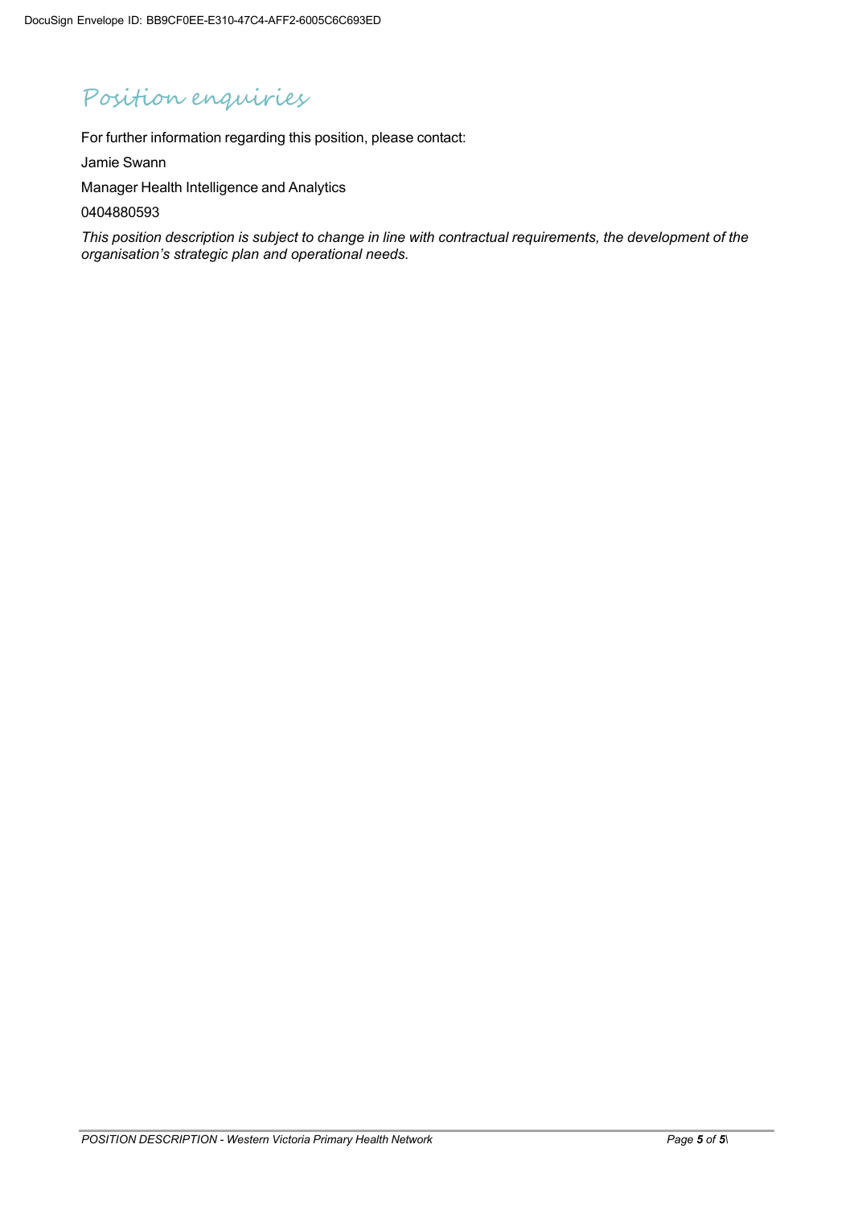## Position enquiries

For further information regarding this position, please contact:

Jamie Swann

Manager Health Intelligence and Analytics

0404880593

*This position description is subject to change in line with contractual requirements, the development of the organisation's strategic plan and operational needs.*